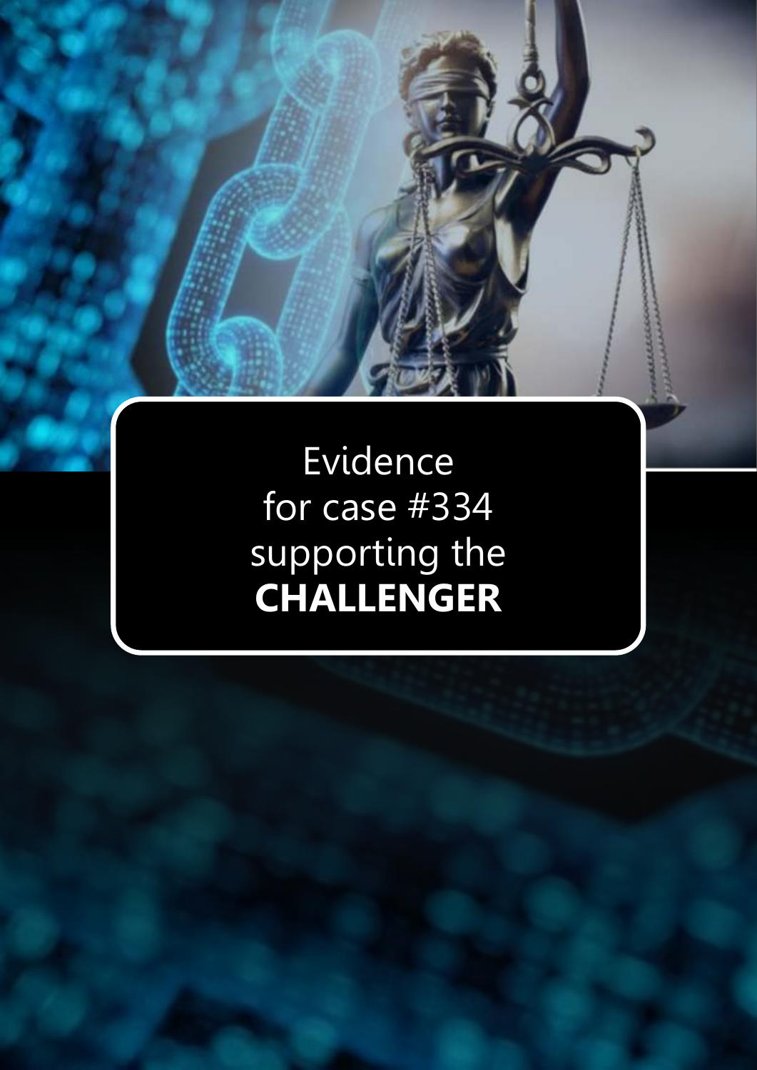Evidence for case #334 supporting the **CHALLENGER**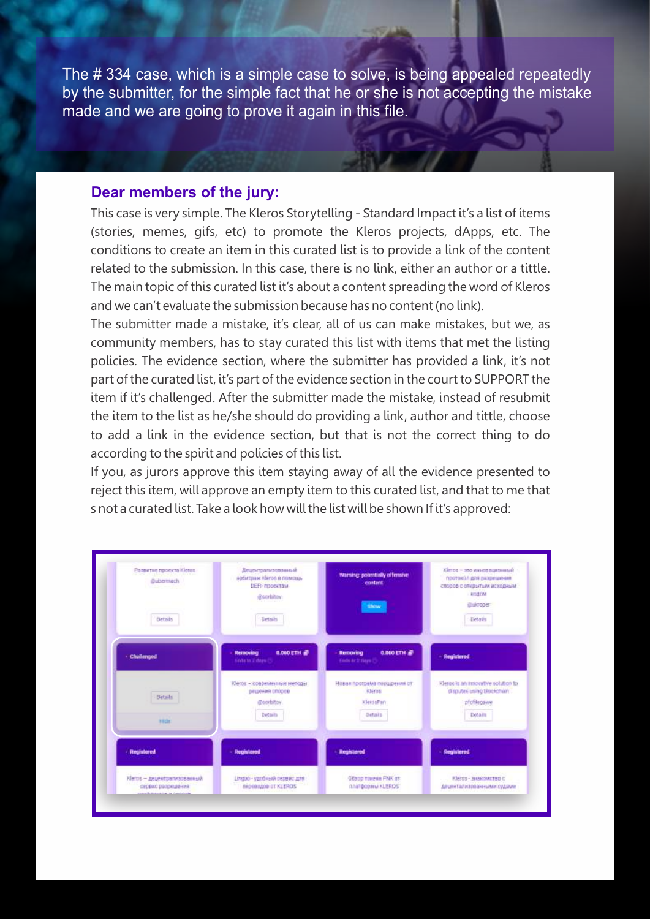The # 334 case, which is a simple case to solve, is being appealed repeatedly by the submitter, for the simple fact that he or she is not accepting the mistake made and we are going to prove it again in this file.

## Dear members of the jury:

This case is very simple. The Kleros Storytelling - Standard Impact it's a list of ítems (stories, memes, gifs, etc) to promote the Kleros projects, dApps, etc. The conditions to create an item in this curated list is to provide a link of the content related to the submission. In this case, there is no link, either an author or a tittle. The main topic of this curated list it's about a content spreading the word of Kleros and we can't evaluate the submission because has no content (no link).

The submitter made a mistake, it's clear, all of us can make mistakes, but we, as community members, has to stay curated this list with items that met the listing policies. The evidence section, where the submitter has provided a link, it's not part of the curated list, it's part of the evidence section in the court to SUPPORT the item if it's challenged. After the submitter made the mistake, instead of resubmit the item to the list as he/she should do providing a link, author and tittle, choose to add a link in the evidence section, but that is not the correct thing to do according to the spirit and policies of this list.

If you, as jurors approve this item staying away of all the evidence presented to reject this item, will approve an empty item to this curated list, and that to me that s not a curated list. Take a look how will the list will be shown If it's approved: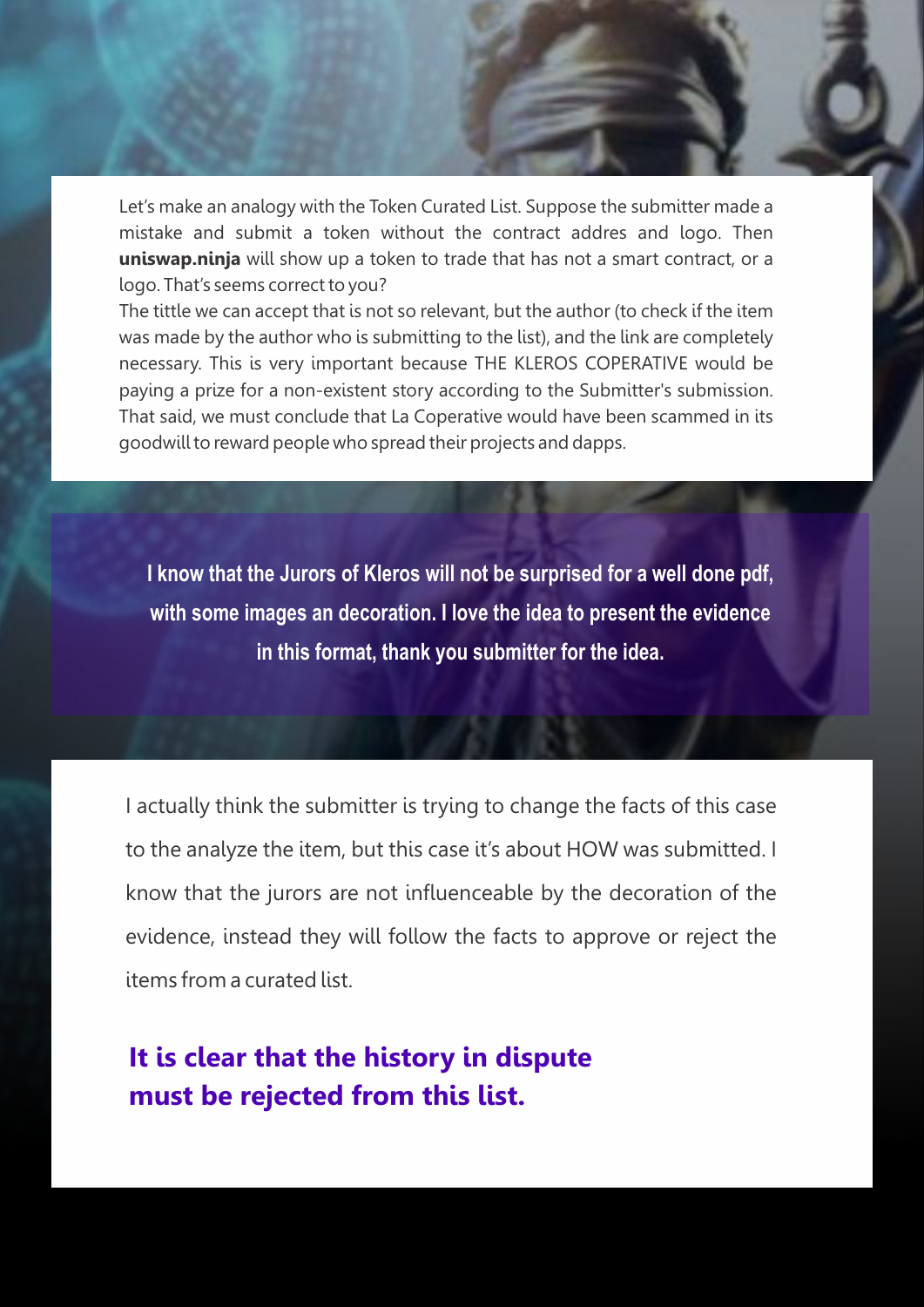Let's make an analogy with the Token Curated List. Suppose the submitter made a mistake and submit a token without the contract addres and logo. Then **uniswap.ninja** will show up a token to trade that has not a smart contract, or a logo. That's seems correct to you?

The tittle we can accept that is not so relevant, but the author (to check if the item was made by the author who is submitting to the list), and the link are completely necessary. This is very important because THE KLEROS COPERATIVE would be paying a prize for a non-existent story according to the Submitter's submission. That said, we must conclude that La Coperative would have been scammed in its goodwill to reward people who spread their projects and dapps.

**I know that the Jurors of Kleros will not be surprised for a well done pdf, with some images an decoration. I love the idea to present the evidence in this format, thank you submitter for the idea.**

I actually think the submitter is trying to change the facts of this case to the analyze the item, but this case it's about HOW was submitted. I know that the jurors are not influenceable by the decoration of the evidence, instead they will follow the facts to approve or reject the items from a curated list.

**It is clear that the history in dispute must be rejected from this list.**